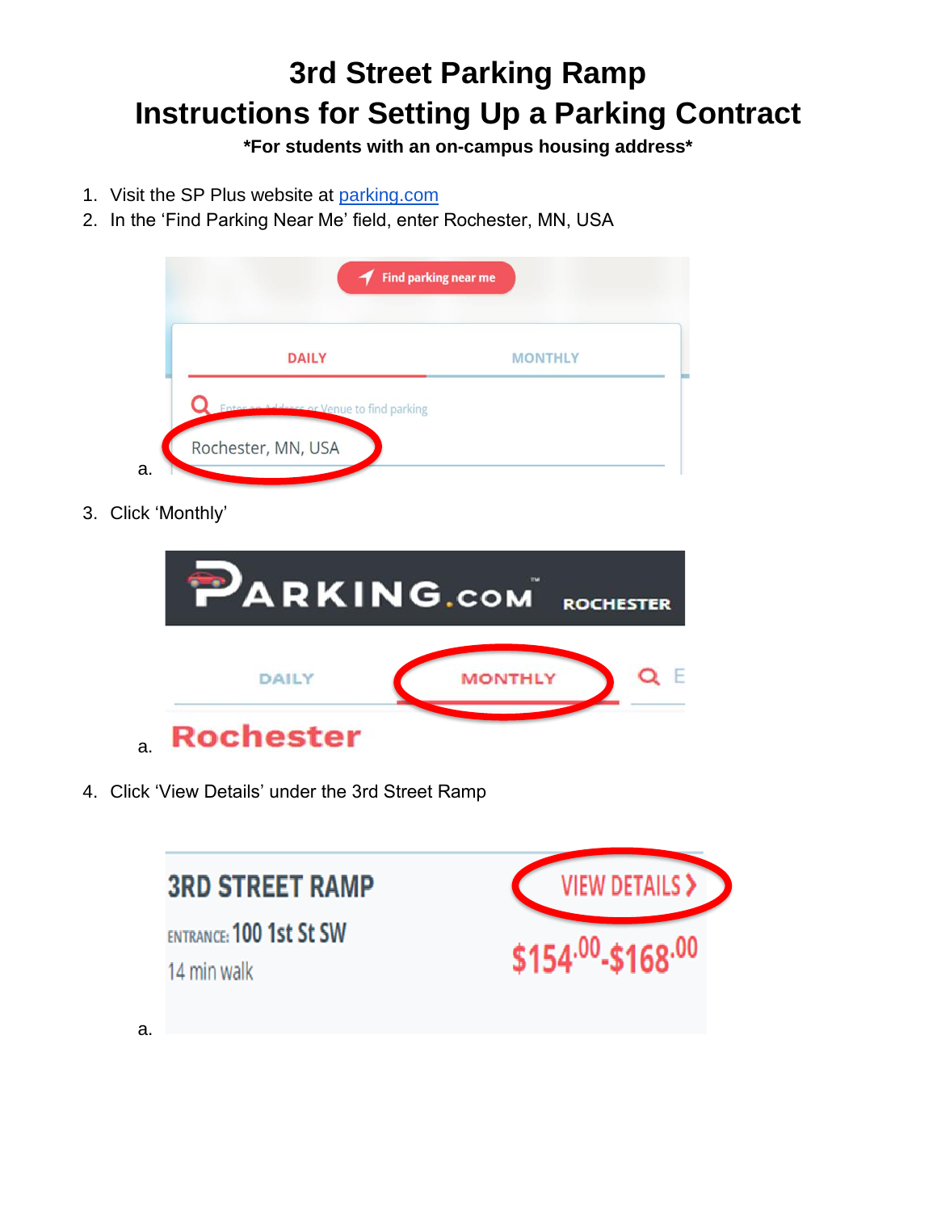# 3rd Street Parking Ramp
# Instructions for Setting Up a Parking Contract

**\*For students with an on-campus housing address\***

1. Visit the SP Plus website at [parking.com](parking.com)
2. In the 'Find Parking Near Me' field, enter Rochester, MN, USA
   a.
3. Click 'Monthly'
   a.
4. Click 'View Details' under the 3rd Street Ramp
   a.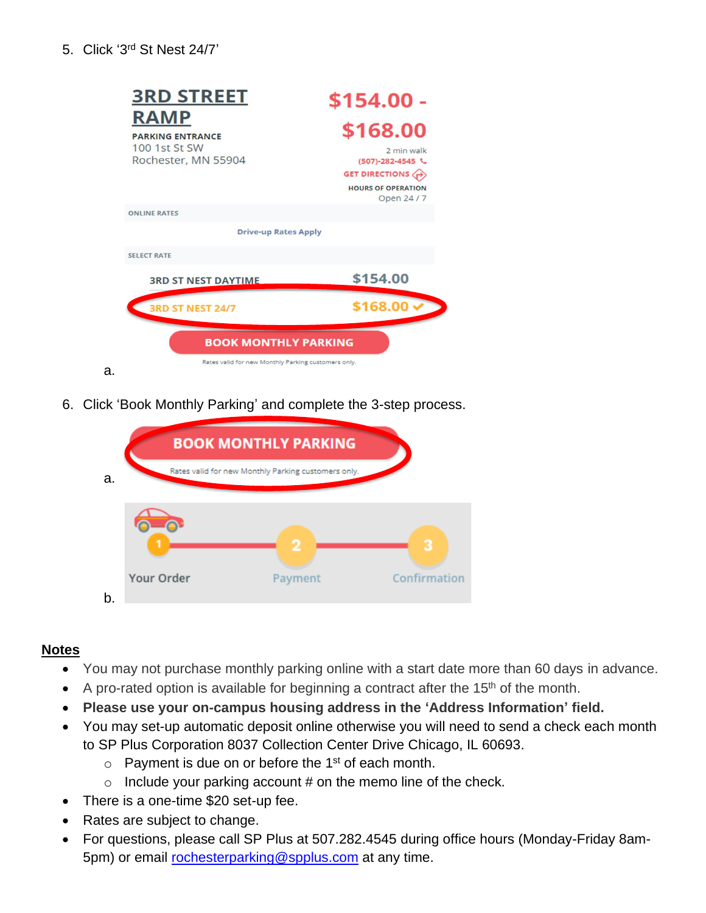5. Click '3rd St Nest 24/7'

   a.

6. Click 'Book Monthly Parking' and complete the 3-step process.

   a.

   b.

**Notes**

- You may not purchase monthly parking online with a start date more than 60 days in advance.
- A pro-rated option is available for beginning a contract after the 15th of the month.
- **Please use your on-campus housing address in the 'Address Information' field.**
- You may set-up automatic deposit online otherwise you will need to send a check each month to SP Plus Corporation 8037 Collection Center Drive Chicago, IL 60693.
  - Payment is due on or before the 1st of each month.
  - Include your parking account # on the memo line of the check.
- There is a one-time $20 set-up fee.
- Rates are subject to change.
- For questions, please call SP Plus at 507.282.4545 during office hours (Monday-Friday 8am-5pm) or email rochesterparking@spplus.com at any time.